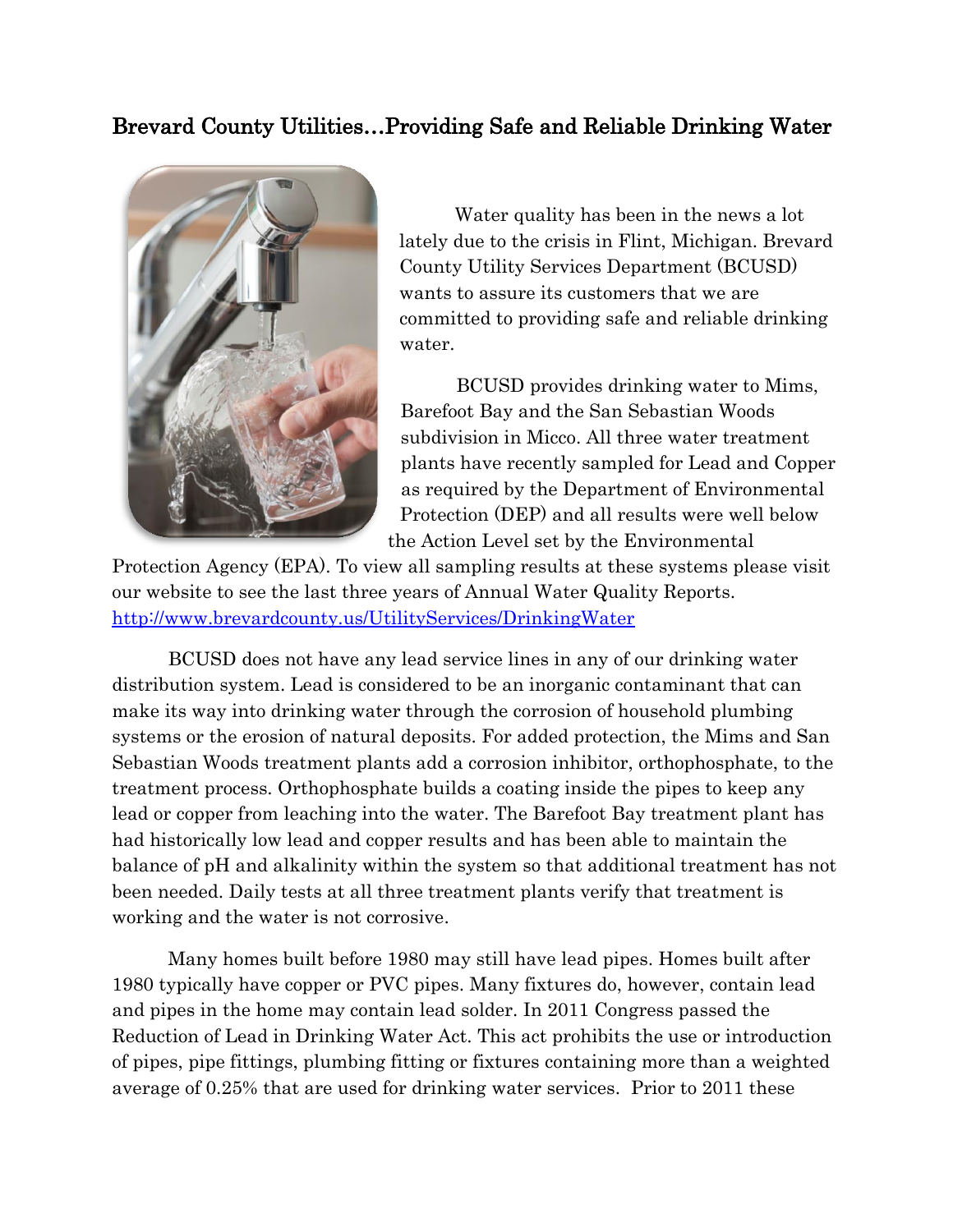## Brevard County Utilities…Providing Safe and Reliable Drinking Water

Water quality has been in the news a lot lately due to the crisis in Flint, Michigan. Brevard County Utility Services Department (BCUSD) wants to assure its customers that we are committed to providing safe and reliable drinking water.

BCUSD provides drinking water to Mims, Barefoot Bay and the San Sebastian Woods subdivision in Micco. All three water treatment plants have recently sampled for Lead and Copper as required by the Department of Environmental Protection (DEP) and all results were well below the Action Level set by the Environmental Protection Agency (EPA). To view all sampling results at these systems please visit our website to see the last three years of Annual Water Quality Reports. [http://www.brevardcounty.us/UtilityServices/DrinkingWater](http://www.brevardcounty.us/UtilityServices/DrinkingWater)

BCUSD does not have any lead service lines in any of our drinking water distribution system. Lead is considered to be an inorganic contaminant that can make its way into drinking water through the corrosion of household plumbing systems or the erosion of natural deposits. For added protection, the Mims and San Sebastian Woods treatment plants add a corrosion inhibitor, orthophosphate, to the treatment process. Orthophosphate builds a coating inside the pipes to keep any lead or copper from leaching into the water. The Barefoot Bay treatment plant has had historically low lead and copper results and has been able to maintain the balance of pH and alkalinity within the system so that additional treatment has not been needed. Daily tests at all three treatment plants verify that treatment is working and the water is not corrosive.

Many homes built before 1980 may still have lead pipes. Homes built after 1980 typically have copper or PVC pipes. Many fixtures do, however, contain lead and pipes in the home may contain lead solder. In 2011 Congress passed the Reduction of Lead in Drinking Water Act. This act prohibits the use or introduction of pipes, pipe fittings, plumbing fitting or fixtures containing more than a weighted average of 0.25% that are used for drinking water services. Prior to 2011 these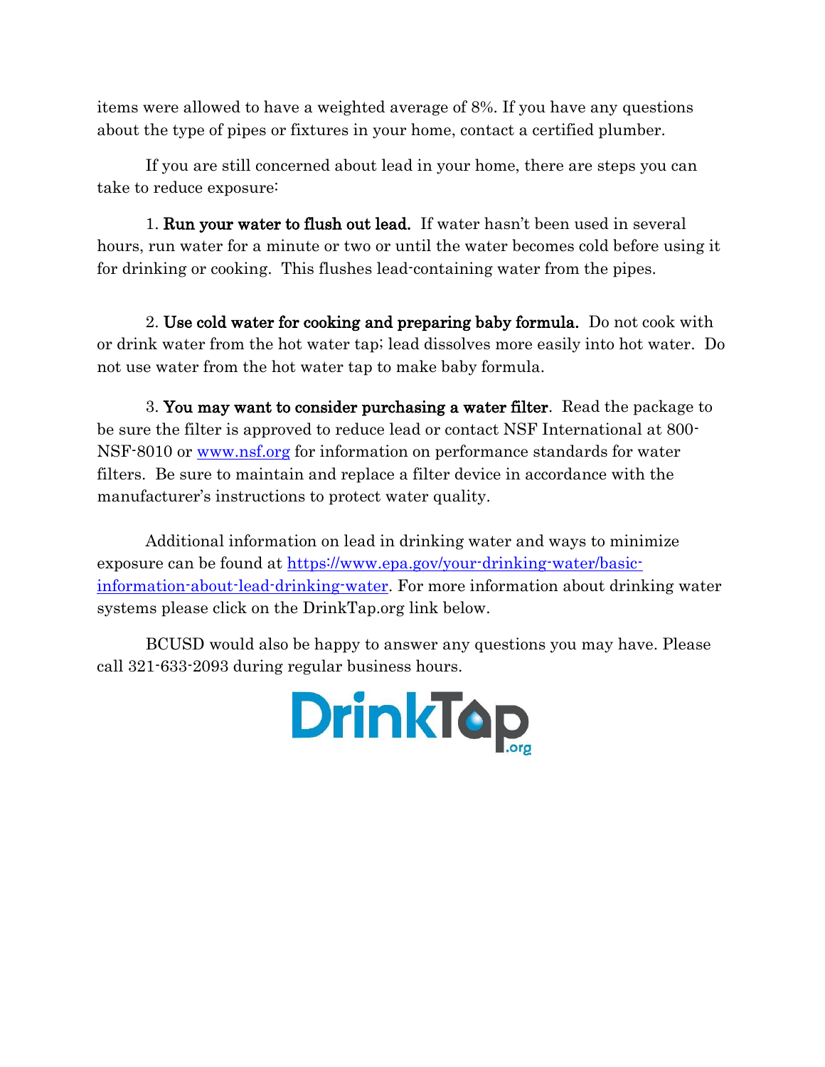items were allowed to have a weighted average of 8%. If you have any questions about the type of pipes or fixtures in your home, contact a certified plumber.

If you are still concerned about lead in your home, there are steps you can take to reduce exposure:

1. **Run your water to flush out lead.** If water hasn't been used in several hours, run water for a minute or two or until the water becomes cold before using it for drinking or cooking. This flushes lead-containing water from the pipes.

2. **Use cold water for cooking and preparing baby formula.** Do not cook with or drink water from the hot water tap; lead dissolves more easily into hot water. Do not use water from the hot water tap to make baby formula.

3. **You may want to consider purchasing a water filter**. Read the package to be sure the filter is approved to reduce lead or contact NSF International at 800-NSF-8010 or [www.nsf.org](http://www.nsf.org) for information on performance standards for water filters. Be sure to maintain and replace a filter device in accordance with the manufacturer's instructions to protect water quality.

Additional information on lead in drinking water and ways to minimize exposure can be found at [https://www.epa.gov/your-drinking-water/basic-information-about-lead-drinking-water](https://www.epa.gov/your-drinking-water/basic-information-about-lead-drinking-water). For more information about drinking water systems please click on the DrinkTap.org link below.

BCUSD would also be happy to answer any questions you may have. Please call 321-633-2093 during regular business hours.

DrinkTap.org